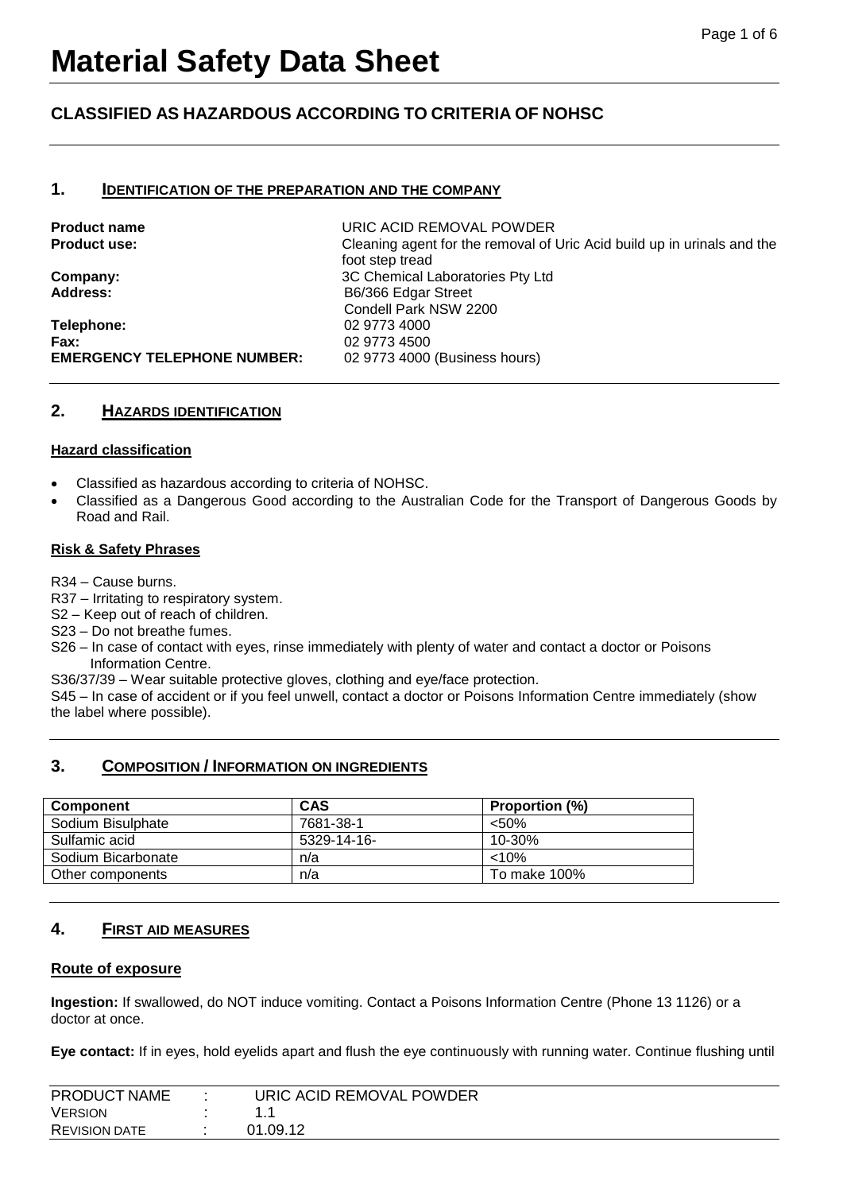# Material Safety Data Sheet

## CLASSIFIED AS HAZARDOUS ACCORDING TO CRITERIA OF NOHSC

## 1. IDENTIFICATION OF THE PREPARATION AND THE COMPANY

**Product name** URIC ACID REMOVAL POWDER
**Product use:** Cleaning agent for the removal of Uric Acid build up in urinals and the foot step tread
**Company:** 3C Chemical Laboratories Pty Ltd
**Address:** B6/366 Edgar Street
Condell Park NSW 2200
**Telephone:** 02 9773 4000
**Fax:** 02 9773 4500
**EMERGENCY TELEPHONE NUMBER:** 02 9773 4000 (Business hours)

## 2. HAZARDS IDENTIFICATION

### Hazard classification

- Classified as hazardous according to criteria of NOHSC.
- Classified as a Dangerous Good according to the Australian Code for the Transport of Dangerous Goods by Road and Rail.

### Risk & Safety Phrases

R34 – Cause burns.
R37 – Irritating to respiratory system.
S2 – Keep out of reach of children.
S23 – Do not breathe fumes.
S26 – In case of contact with eyes, rinse immediately with plenty of water and contact a doctor or Poisons Information Centre.
S36/37/39 – Wear suitable protective gloves, clothing and eye/face protection.
S45 – In case of accident or if you feel unwell, contact a doctor or Poisons Information Centre immediately (show the label where possible).

## 3. COMPOSITION / INFORMATION ON INGREDIENTS

| Component | CAS | Proportion (%) |
|---|---|---|
| Sodium Bisulphate | 7681-38-1 | <50% |
| Sulfamic acid | 5329-14-16- | 10-30% |
| Sodium Bicarbonate | n/a | <10% |
| Other components | n/a | To make 100% |

## 4. FIRST AID MEASURES

### Route of exposure

**Ingestion:** If swallowed, do NOT induce vomiting. Contact a Poisons Information Centre (Phone 13 1126) or a doctor at once.

**Eye contact:** If in eyes, hold eyelids apart and flush the eye continuously with running water. Continue flushing until

| PRODUCT NAME | : | URIC ACID REMOVAL POWDER |
|---|---|---|
| VERSION | : | 1.1 |
| REVISION DATE | : | 01.09.12 |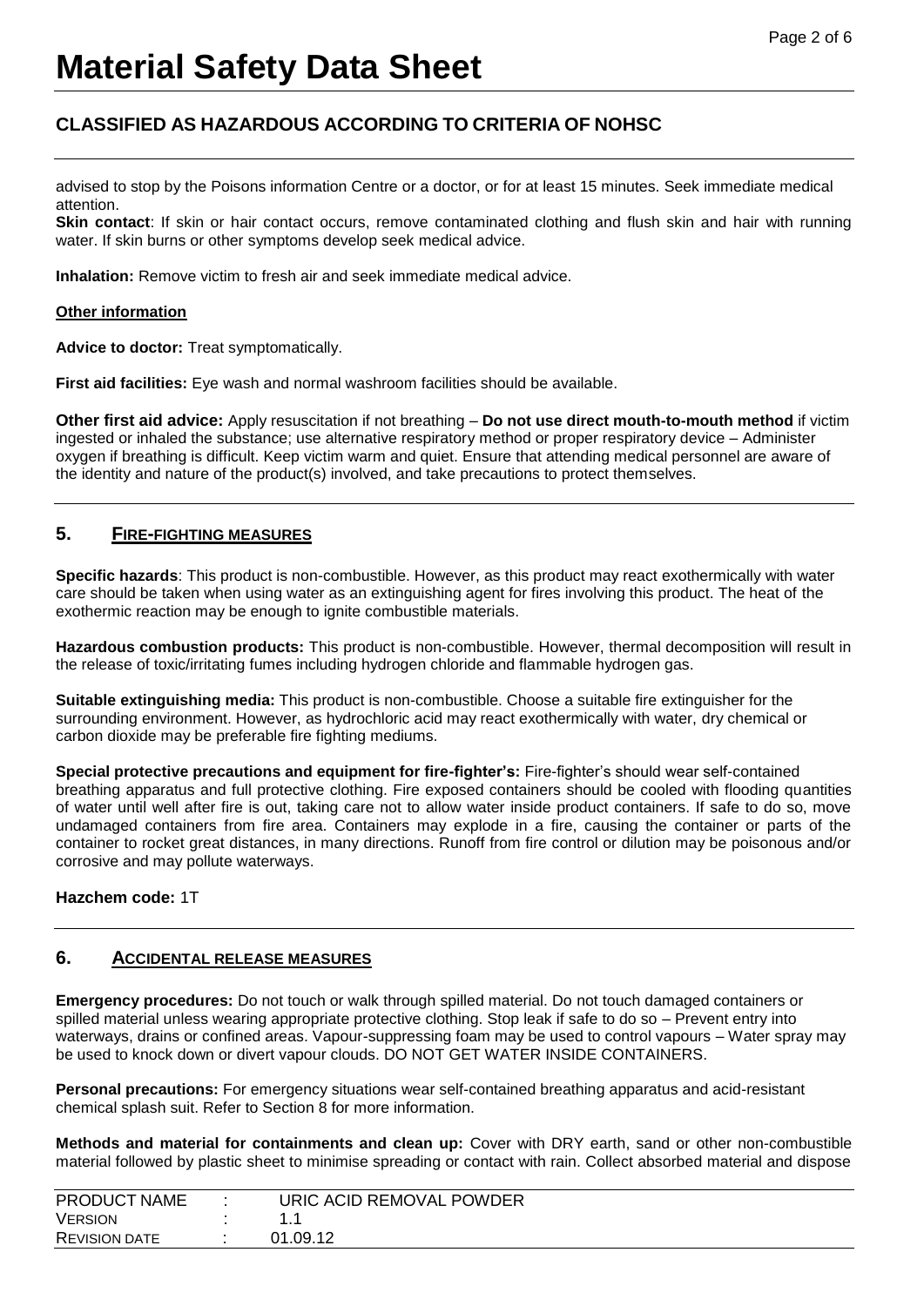# Material Safety Data Sheet

## CLASSIFIED AS HAZARDOUS ACCORDING TO CRITERIA OF NOHSC

advised to stop by the Poisons information Centre or a doctor, or for at least 15 minutes. Seek immediate medical attention.

**Skin contact**: If skin or hair contact occurs, remove contaminated clothing and flush skin and hair with running water. If skin burns or other symptoms develop seek medical advice.

**Inhalation:** Remove victim to fresh air and seek immediate medical advice.

**Other information**

**Advice to doctor:** Treat symptomatically.

**First aid facilities:** Eye wash and normal washroom facilities should be available.

**Other first aid advice:** Apply resuscitation if not breathing – **Do not use direct mouth-to-mouth method** if victim ingested or inhaled the substance; use alternative respiratory method or proper respiratory device – Administer oxygen if breathing is difficult. Keep victim warm and quiet. Ensure that attending medical personnel are aware of the identity and nature of the product(s) involved, and take precautions to protect themselves.

## 5. FIRE-FIGHTING MEASURES

**Specific hazards**: This product is non-combustible. However, as this product may react exothermically with water care should be taken when using water as an extinguishing agent for fires involving this product. The heat of the exothermic reaction may be enough to ignite combustible materials.

**Hazardous combustion products:** This product is non-combustible. However, thermal decomposition will result in the release of toxic/irritating fumes including hydrogen chloride and flammable hydrogen gas.

**Suitable extinguishing media:** This product is non-combustible. Choose a suitable fire extinguisher for the surrounding environment. However, as hydrochloric acid may react exothermically with water, dry chemical or carbon dioxide may be preferable fire fighting mediums.

**Special protective precautions and equipment for fire-fighter's:** Fire-fighter's should wear self-contained breathing apparatus and full protective clothing. Fire exposed containers should be cooled with flooding quantities of water until well after fire is out, taking care not to allow water inside product containers. If safe to do so, move undamaged containers from fire area. Containers may explode in a fire, causing the container or parts of the container to rocket great distances, in many directions. Runoff from fire control or dilution may be poisonous and/or corrosive and may pollute waterways.

**Hazchem code:** 1T

## 6. ACCIDENTAL RELEASE MEASURES

**Emergency procedures:** Do not touch or walk through spilled material. Do not touch damaged containers or spilled material unless wearing appropriate protective clothing. Stop leak if safe to do so – Prevent entry into waterways, drains or confined areas. Vapour-suppressing foam may be used to control vapours – Water spray may be used to knock down or divert vapour clouds. DO NOT GET WATER INSIDE CONTAINERS.

**Personal precautions:** For emergency situations wear self-contained breathing apparatus and acid-resistant chemical splash suit. Refer to Section 8 for more information.

**Methods and material for containments and clean up:** Cover with DRY earth, sand or other non-combustible material followed by plastic sheet to minimise spreading or contact with rain. Collect absorbed material and dispose

| | | |
|---|---|---|
| PRODUCT NAME | : | URIC ACID REMOVAL POWDER |
| VERSION | : | 1.1 |
| REVISION DATE | : | 01.09.12 |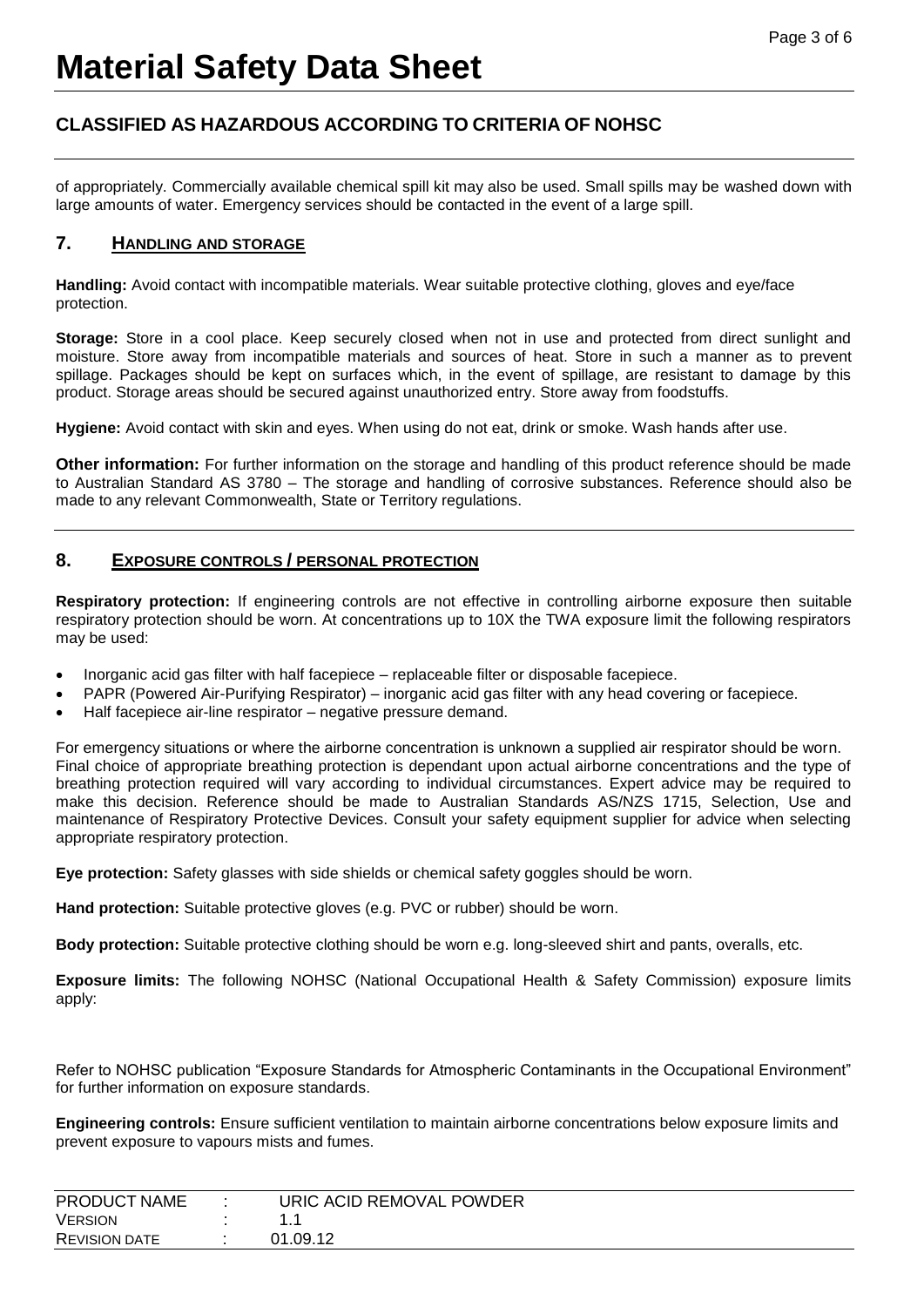of appropriately. Commercially available chemical spill kit may also be used. Small spills may be washed down with large amounts of water. Emergency services should be contacted in the event of a large spill.

## 7. HANDLING AND STORAGE

**Handling:** Avoid contact with incompatible materials. Wear suitable protective clothing, gloves and eye/face protection.

**Storage:** Store in a cool place. Keep securely closed when not in use and protected from direct sunlight and moisture. Store away from incompatible materials and sources of heat. Store in such a manner as to prevent spillage. Packages should be kept on surfaces which, in the event of spillage, are resistant to damage by this product. Storage areas should be secured against unauthorized entry. Store away from foodstuffs.

**Hygiene:** Avoid contact with skin and eyes. When using do not eat, drink or smoke. Wash hands after use.

**Other information:** For further information on the storage and handling of this product reference should be made to Australian Standard AS 3780 – The storage and handling of corrosive substances. Reference should also be made to any relevant Commonwealth, State or Territory regulations.

## 8. EXPOSURE CONTROLS / PERSONAL PROTECTION

**Respiratory protection:** If engineering controls are not effective in controlling airborne exposure then suitable respiratory protection should be worn. At concentrations up to 10X the TWA exposure limit the following respirators may be used:

- Inorganic acid gas filter with half facepiece – replaceable filter or disposable facepiece.
- PAPR (Powered Air-Purifying Respirator) – inorganic acid gas filter with any head covering or facepiece.
- Half facepiece air-line respirator – negative pressure demand.

For emergency situations or where the airborne concentration is unknown a supplied air respirator should be worn. Final choice of appropriate breathing protection is dependant upon actual airborne concentrations and the type of breathing protection required will vary according to individual circumstances. Expert advice may be required to make this decision. Reference should be made to Australian Standards AS/NZS 1715, Selection, Use and maintenance of Respiratory Protective Devices. Consult your safety equipment supplier for advice when selecting appropriate respiratory protection.

**Eye protection:** Safety glasses with side shields or chemical safety goggles should be worn.

**Hand protection:** Suitable protective gloves (e.g. PVC or rubber) should be worn.

**Body protection:** Suitable protective clothing should be worn e.g. long-sleeved shirt and pants, overalls, etc.

**Exposure limits:** The following NOHSC (National Occupational Health & Safety Commission) exposure limits apply:

Refer to NOHSC publication "Exposure Standards for Atmospheric Contaminants in the Occupational Environment" for further information on exposure standards.

**Engineering controls:** Ensure sufficient ventilation to maintain airborne concentrations below exposure limits and prevent exposure to vapours mists and fumes.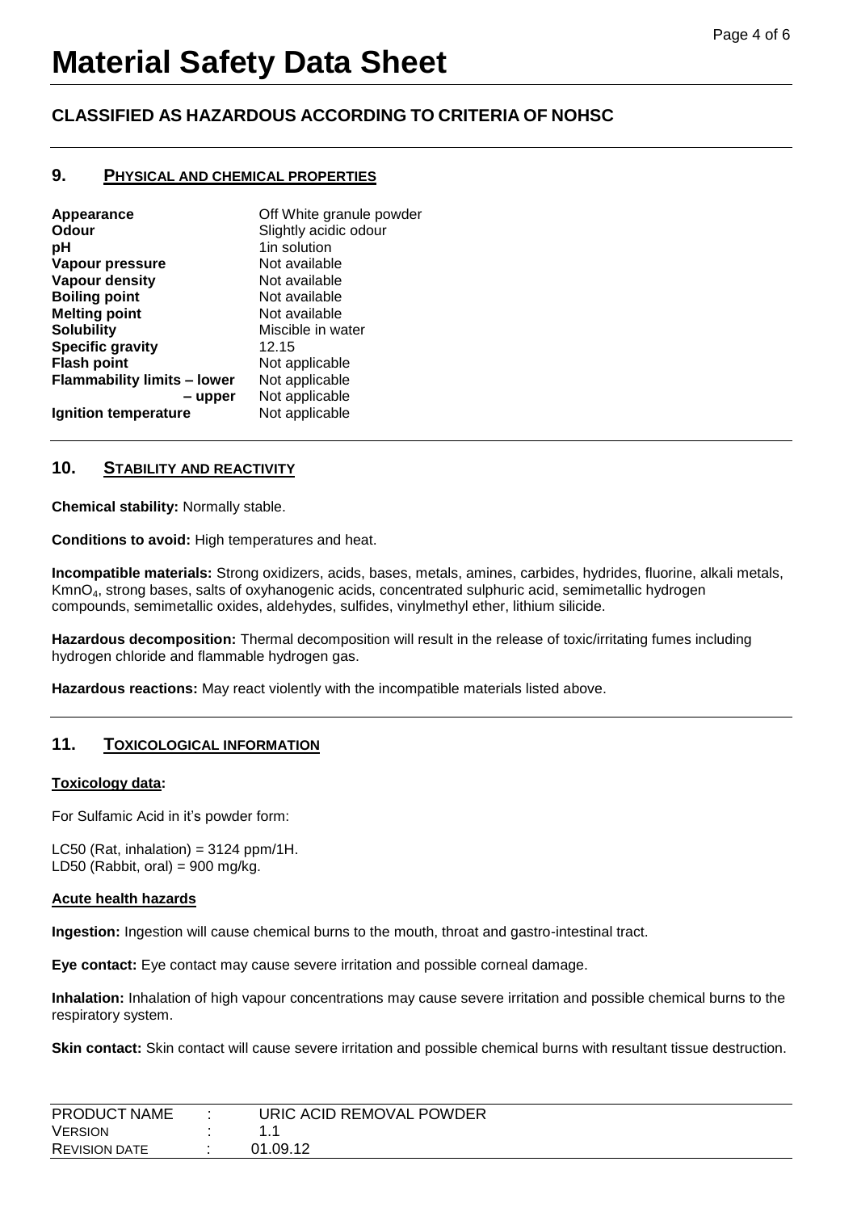# Material Safety Data Sheet

## CLASSIFIED AS HAZARDOUS ACCORDING TO CRITERIA OF NOHSC

### 9. PHYSICAL AND CHEMICAL PROPERTIES

| | |
|---|---|
| **Appearance** | Off White granule powder |
| **Odour** | Slightly acidic odour |
| **pH** | 1in solution |
| **Vapour pressure** | Not available |
| **Vapour density** | Not available |
| **Boiling point** | Not available |
| **Melting point** | Not available |
| **Solubility** | Miscible in water |
| **Specific gravity** | 12.15 |
| **Flash point** | Not applicable |
| **Flammability limits – lower** | Not applicable |
| **– upper** | Not applicable |
| **Ignition temperature** | Not applicable |

### 10. STABILITY AND REACTIVITY

**Chemical stability:** Normally stable.

**Conditions to avoid:** High temperatures and heat.

**Incompatible materials:** Strong oxidizers, acids, bases, metals, amines, carbides, hydrides, fluorine, alkali metals, $KmnO_4$, strong bases, salts of oxyhanogenic acids, concentrated sulphuric acid, semimetallic hydrogen compounds, semimetallic oxides, aldehydes, sulfides, vinylmethyl ether, lithium silicide.

**Hazardous decomposition:** Thermal decomposition will result in the release of toxic/irritating fumes including hydrogen chloride and flammable hydrogen gas.

**Hazardous reactions:** May react violently with the incompatible materials listed above.

### 11. TOXICOLOGICAL INFORMATION

**Toxicology data:**

For Sulfamic Acid in it's powder form:

LC50 (Rat, inhalation) = 3124 ppm/1H.
LD50 (Rabbit, oral) = 900 mg/kg.

**Acute health hazards**

**Ingestion:** Ingestion will cause chemical burns to the mouth, throat and gastro-intestinal tract.

**Eye contact:** Eye contact may cause severe irritation and possible corneal damage.

**Inhalation:** Inhalation of high vapour concentrations may cause severe irritation and possible chemical burns to the respiratory system.

**Skin contact:** Skin contact will cause severe irritation and possible chemical burns with resultant tissue destruction.

| | | |
|---|---|---|
| PRODUCT NAME | : | URIC ACID REMOVAL POWDER |
| VERSION | : | 1.1 |
| REVISION DATE | : | 01.09.12 |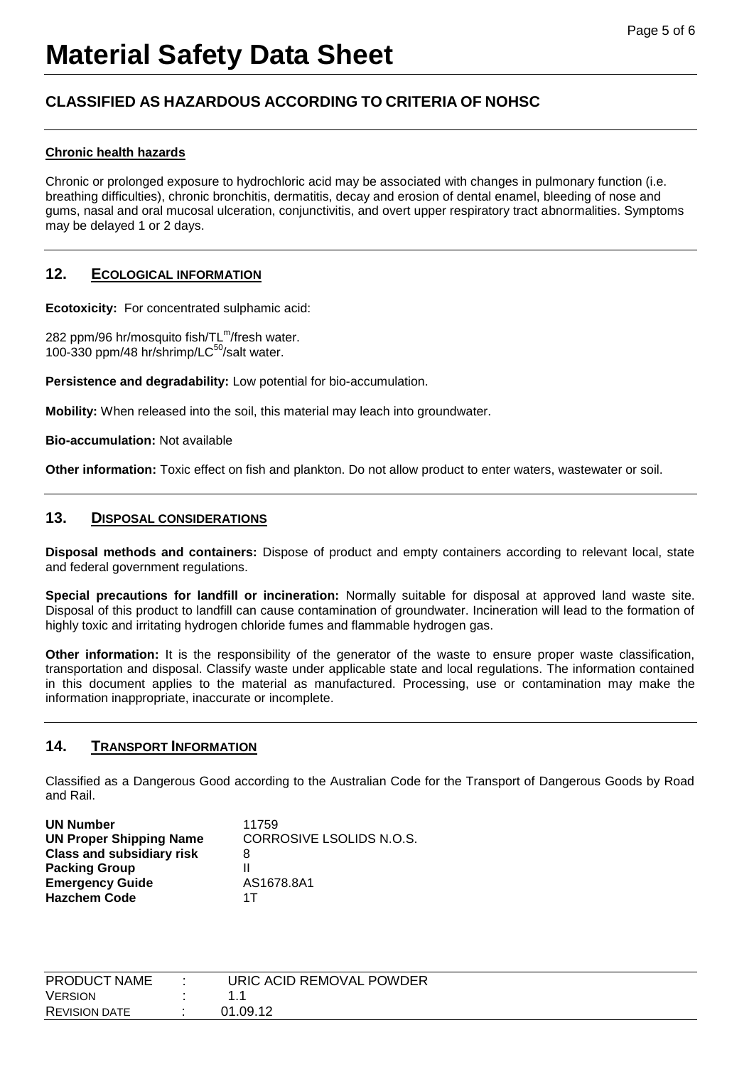# Material Safety Data Sheet

## CLASSIFIED AS HAZARDOUS ACCORDING TO CRITERIA OF NOHSC

**Chronic health hazards**

Chronic or prolonged exposure to hydrochloric acid may be associated with changes in pulmonary function (i.e. breathing difficulties), chronic bronchitis, dermatitis, decay and erosion of dental enamel, bleeding of nose and gums, nasal and oral mucosal ulceration, conjunctivitis, and overt upper respiratory tract abnormalities. Symptoms may be delayed 1 or 2 days.

## 12. ECOLOGICAL INFORMATION

**Ecotoxicity:** For concentrated sulphamic acid:

282 ppm/96 hr/mosquito fish/$TL^m$/fresh water.
100-330 ppm/48 hr/shrimp/$LC^{50}$/salt water.

**Persistence and degradability:** Low potential for bio-accumulation.

**Mobility:** When released into the soil, this material may leach into groundwater.

**Bio-accumulation:** Not available

**Other information:** Toxic effect on fish and plankton. Do not allow product to enter waters, wastewater or soil.

## 13. DISPOSAL CONSIDERATIONS

**Disposal methods and containers:** Dispose of product and empty containers according to relevant local, state and federal government regulations.

**Special precautions for landfill or incineration:** Normally suitable for disposal at approved land waste site. Disposal of this product to landfill can cause contamination of groundwater. Incineration will lead to the formation of highly toxic and irritating hydrogen chloride fumes and flammable hydrogen gas.

**Other information:** It is the responsibility of the generator of the waste to ensure proper waste classification, transportation and disposal. Classify waste under applicable state and local regulations. The information contained in this document applies to the material as manufactured. Processing, use or contamination may make the information inappropriate, inaccurate or incomplete.

## 14. TRANSPORT INFORMATION

Classified as a Dangerous Good according to the Australian Code for the Transport of Dangerous Goods by Road and Rail.

| | |
|---|---|
| **UN Number** | 11759 |
| **UN Proper Shipping Name** | CORROSIVE LSOLIDS N.O.S. |
| **Class and subsidiary risk** | 8 |
| **Packing Group** | II |
| **Emergency Guide** | AS1678.8A1 |
| **Hazchem Code** | 1T |

| | | |
|---|---|---|
| PRODUCT NAME | : | URIC ACID REMOVAL POWDER |
| VERSION | : | 1.1 |
| REVISION DATE | : | 01.09.12 |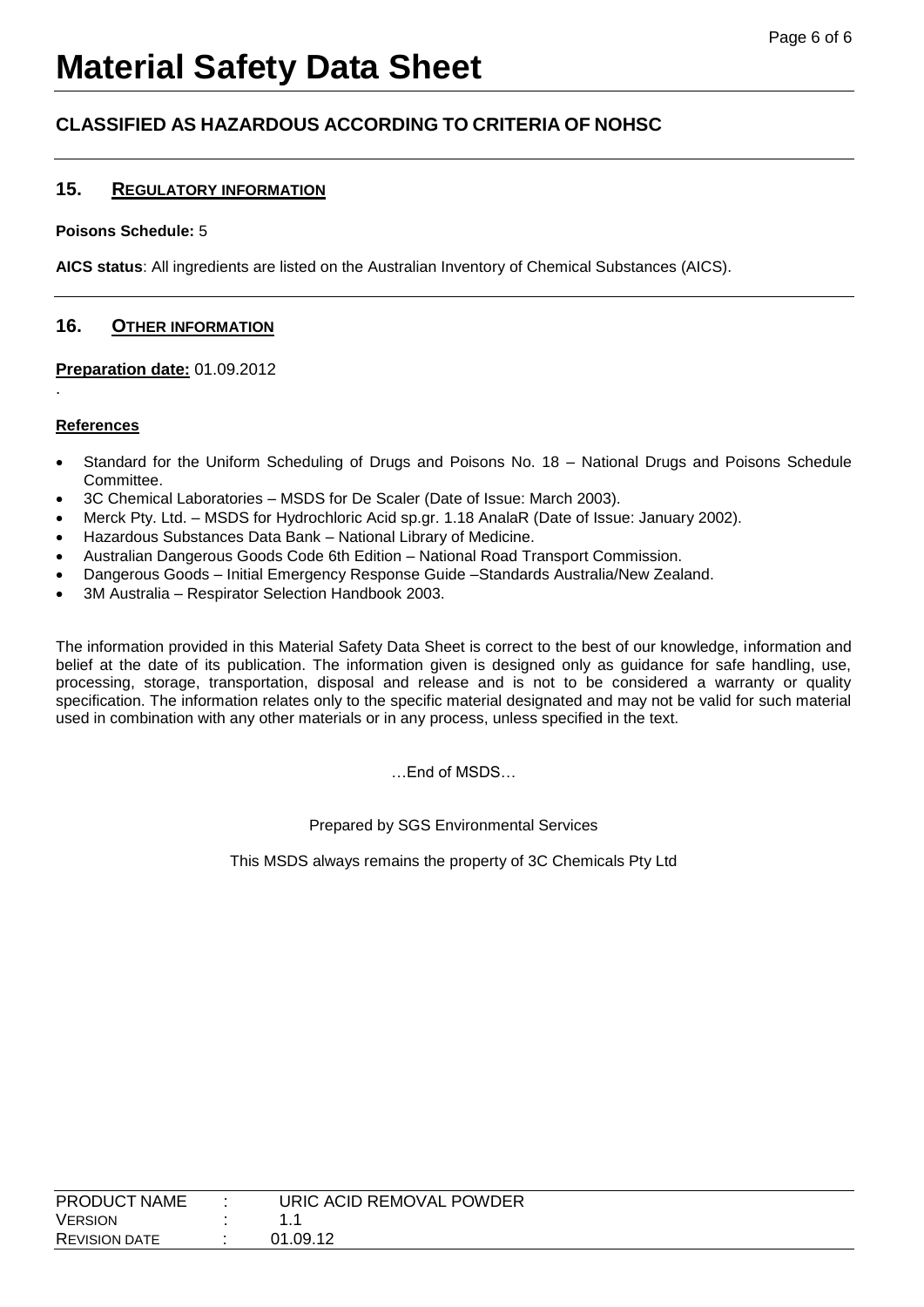# Material Safety Data Sheet

## CLASSIFIED AS HAZARDOUS ACCORDING TO CRITERIA OF NOHSC

### 15. REGULATORY INFORMATION

**Poisons Schedule:** 5

**AICS status**: All ingredients are listed on the Australian Inventory of Chemical Substances (AICS).

### 16. OTHER INFORMATION

**Preparation date:** 01.09.2012

.

**References**

- Standard for the Uniform Scheduling of Drugs and Poisons No. 18 – National Drugs and Poisons Schedule Committee.
- 3C Chemical Laboratories – MSDS for De Scaler (Date of Issue: March 2003).
- Merck Pty. Ltd. – MSDS for Hydrochloric Acid sp.gr. 1.18 AnalaR (Date of Issue: January 2002).
- Hazardous Substances Data Bank – National Library of Medicine.
- Australian Dangerous Goods Code 6th Edition – National Road Transport Commission.
- Dangerous Goods – Initial Emergency Response Guide –Standards Australia/New Zealand.
- 3M Australia – Respirator Selection Handbook 2003.

The information provided in this Material Safety Data Sheet is correct to the best of our knowledge, information and belief at the date of its publication. The information given is designed only as guidance for safe handling, use, processing, storage, transportation, disposal and release and is not to be considered a warranty or quality specification. The information relates only to the specific material designated and may not be valid for such material used in combination with any other materials or in any process, unless specified in the text.

…End of MSDS…

Prepared by SGS Environmental Services

This MSDS always remains the property of 3C Chemicals Pty Ltd

| | | |
|---|---|---|
| PRODUCT NAME | : | URIC ACID REMOVAL POWDER |
| VERSION | : | 1.1 |
| REVISION DATE | : | 01.09.12 |